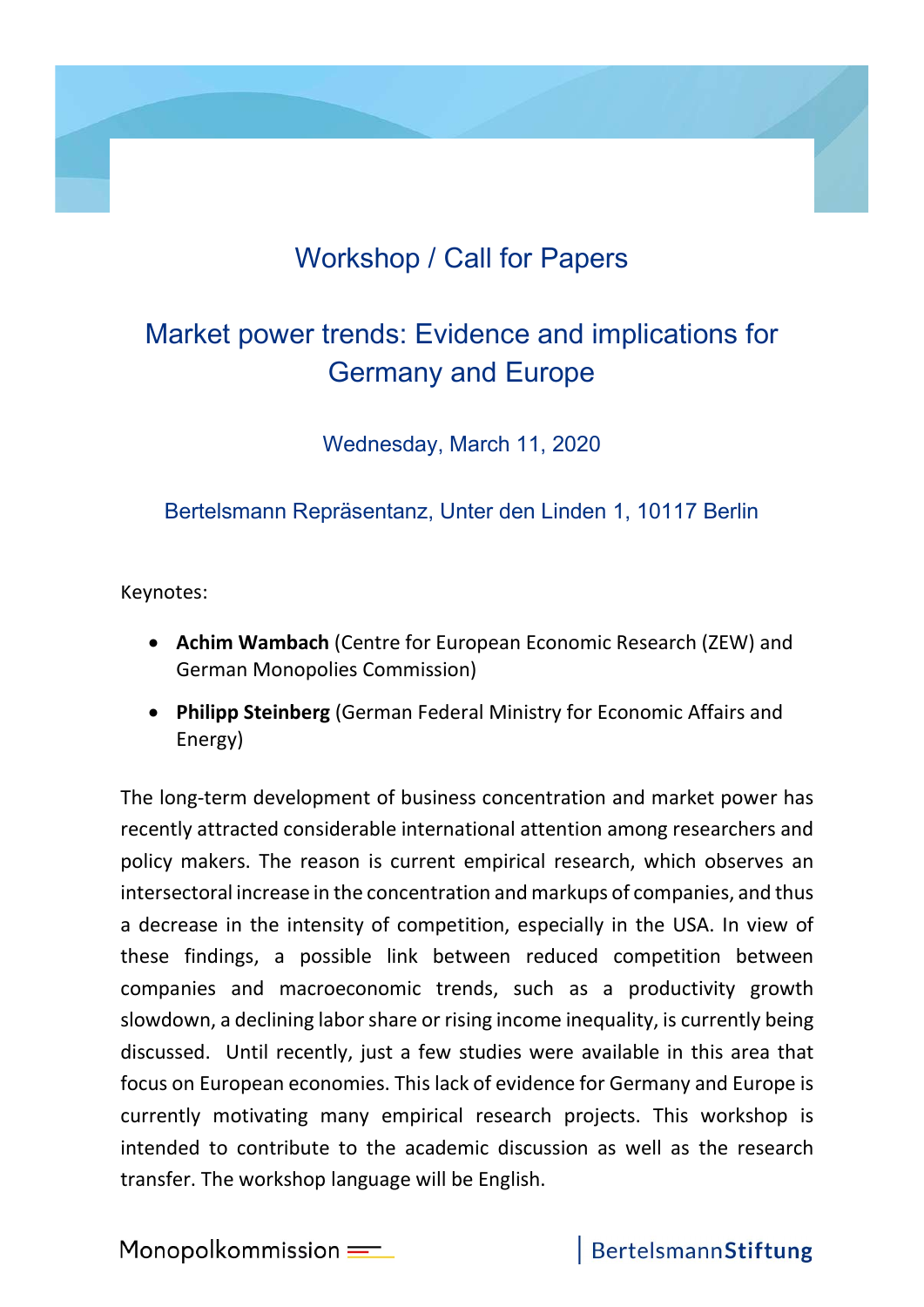# Workshop / Call for Papers

## Market power trends: Evidence and implications for Germany and Europe

Wednesday, March 11, 2020

Bertelsmann Repräsentanz, Unter den Linden 1, 10117 Berlin

Keynotes:

- **Achim Wambach** (Centre for European Economic Research (ZEW) and German Monopolies Commission)
- **Philipp Steinberg** (German Federal Ministry for Economic Affairs and Energy)

The long-term development of business concentration and market power has recently attracted considerable international attention among researchers and policy makers. The reason is current empirical research, which observes an intersectoral increase in the concentration and markups of companies, and thus a decrease in the intensity of competition, especially in the USA. In view of these findings, a possible link between reduced competition between companies and macroeconomic trends, such as a productivity growth slowdown, a declining labor share or rising income inequality, is currently being discussed. Until recently, just a few studies were available in this area that focus on European economies. This lack of evidence for Germany and Europe is currently motivating many empirical research projects. This workshop is intended to contribute to the academic discussion as well as the research transfer. The workshop language will be English.

Monopolkommission | BertelsmannStiftung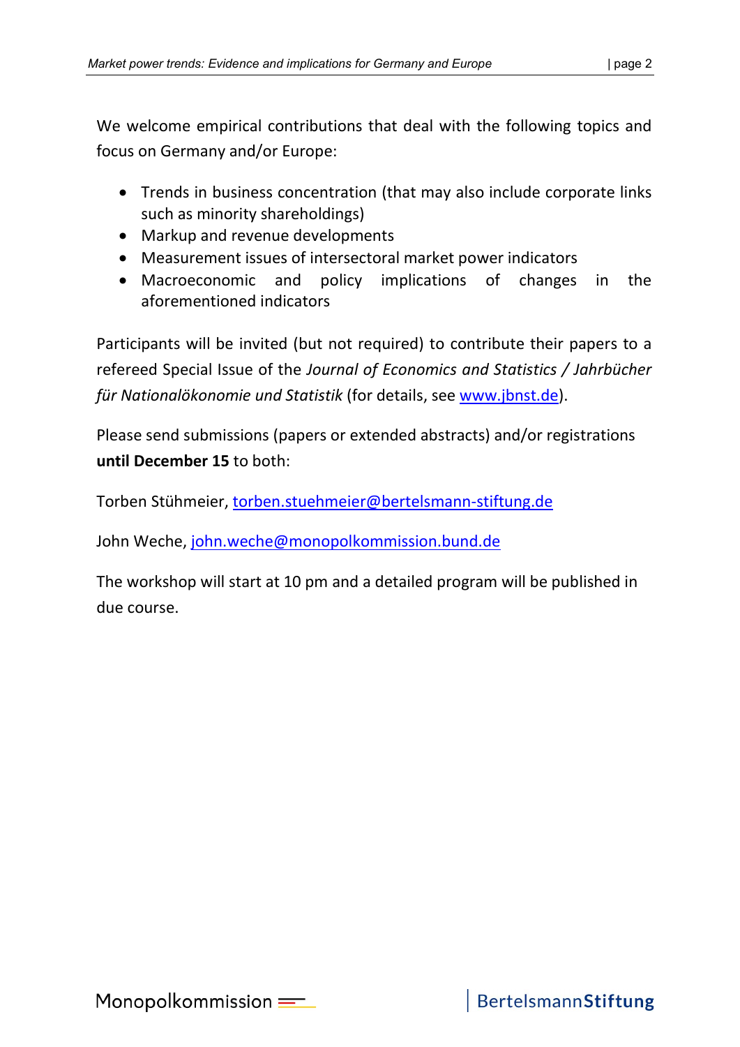We welcome empirical contributions that deal with the following topics and focus on Germany and/or Europe:

- Trends in business concentration (that may also include corporate links such as minority shareholdings)
- Markup and revenue developments
- Measurement issues of intersectoral market power indicators
- Macroeconomic and policy implications of changes in the aforementioned indicators

Participants will be invited (but not required) to contribute their papers to a refereed Special Issue of the *Journal of Economics and Statistics / Jahrbücher für Nationalökonomie und Statistik* (for details, see www.jbnst.de).

Please send submissions (papers or extended abstracts) and/or registrations **until December 15** to both:

Torben Stühmeier, torben.stuehmeier@bertelsmann-stiftung.de

John Weche, john.weche@monopolkommission.bund.de

The workshop will start at 10 pm and a detailed program will be published in due course.